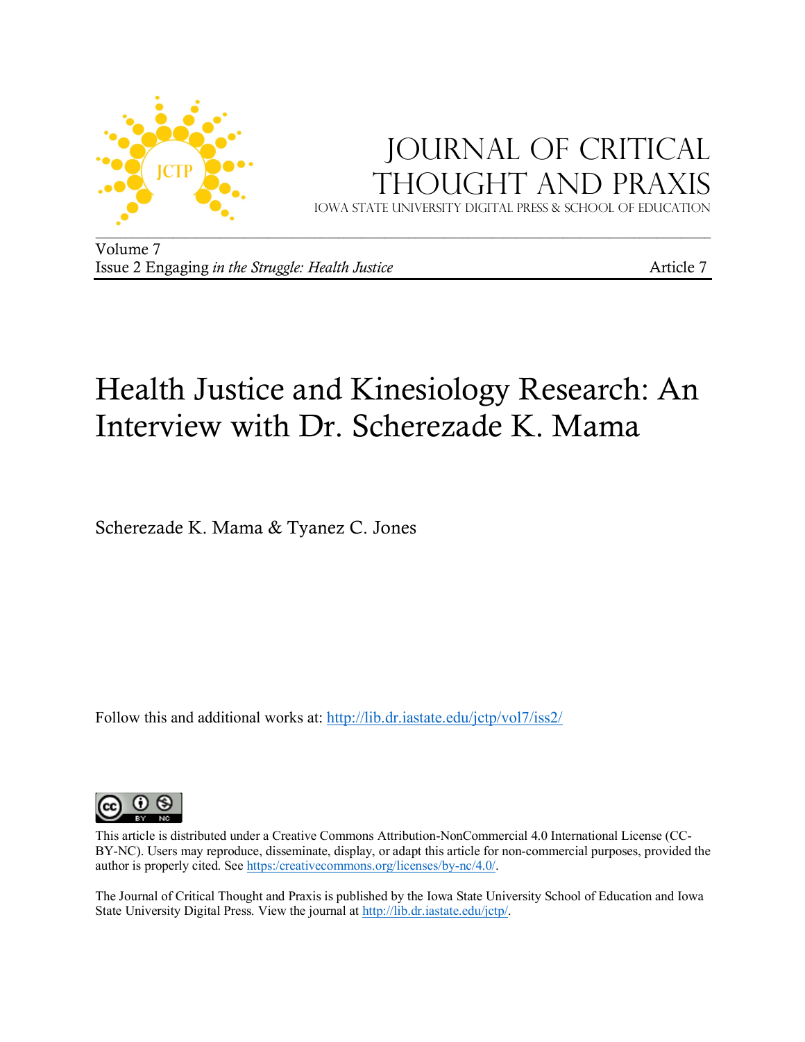# Journal of Critical Thought and Praxis

Iowa State University Digital Press & School of Education

Volume 7

Issue 2 Engaging *in the Struggle: Health Justice* Article 7

# Health Justice and Kinesiology Research: An Interview with Dr. Scherezade K. Mama

Scherezade K. Mama & Tyanez C. Jones

Follow this and additional works at: http://lib.dr.iastate.edu/jctp/vol7/iss2/

This article is distributed under a Creative Commons Attribution-NonCommercial 4.0 International License (CC-BY-NC). Users may reproduce, disseminate, display, or adapt this article for non-commercial purposes, provided the author is properly cited. See https:/creativecommons.org/licenses/by-nc/4.0/.

The Journal of Critical Thought and Praxis is published by the Iowa State University School of Education and Iowa State University Digital Press. View the journal at http://lib.dr.iastate.edu/jctp/.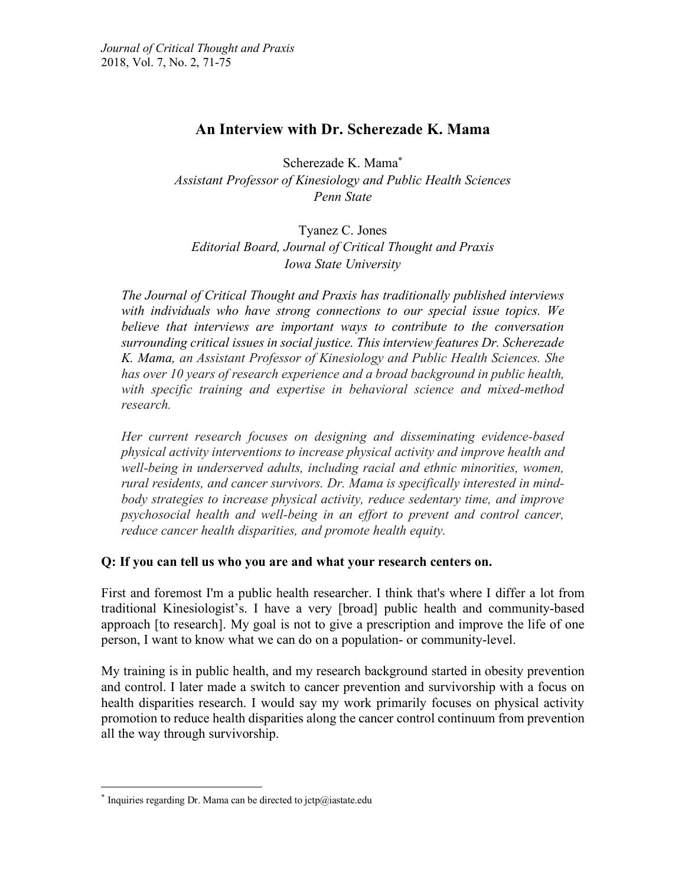# An Interview with Dr. Scherezade K. Mama

Scherezade K. Mama*
*Assistant Professor of Kinesiology and Public Health Sciences*
*Penn State*

Tyanez C. Jones
*Editorial Board, Journal of Critical Thought and Praxis*
*Iowa State University*

*The Journal of Critical Thought and Praxis has traditionally published interviews with individuals who have strong connections to our special issue topics. We believe that interviews are important ways to contribute to the conversation surrounding critical issues in social justice. This interview features Dr. Scherezade K. Mama, an Assistant Professor of Kinesiology and Public Health Sciences. She has over 10 years of research experience and a broad background in public health, with specific training and expertise in behavioral science and mixed-method research.*

*Her current research focuses on designing and disseminating evidence-based physical activity interventions to increase physical activity and improve health and well-being in underserved adults, including racial and ethnic minorities, women, rural residents, and cancer survivors. Dr. Mama is specifically interested in mind-body strategies to increase physical activity, reduce sedentary time, and improve psychosocial health and well-being in an effort to prevent and control cancer, reduce cancer health disparities, and promote health equity.*

**Q: If you can tell us who you are and what your research centers on.**

First and foremost I'm a public health researcher. I think that's where I differ a lot from traditional Kinesiologist's. I have a very [broad] public health and community-based approach [to research]. My goal is not to give a prescription and improve the life of one person, I want to know what we can do on a population- or community-level.

My training is in public health, and my research background started in obesity prevention and control. I later made a switch to cancer prevention and survivorship with a focus on health disparities research. I would say my work primarily focuses on physical activity promotion to reduce health disparities along the cancer control continuum from prevention all the way through survivorship.

* Inquiries regarding Dr. Mama can be directed to jctp@iastate.edu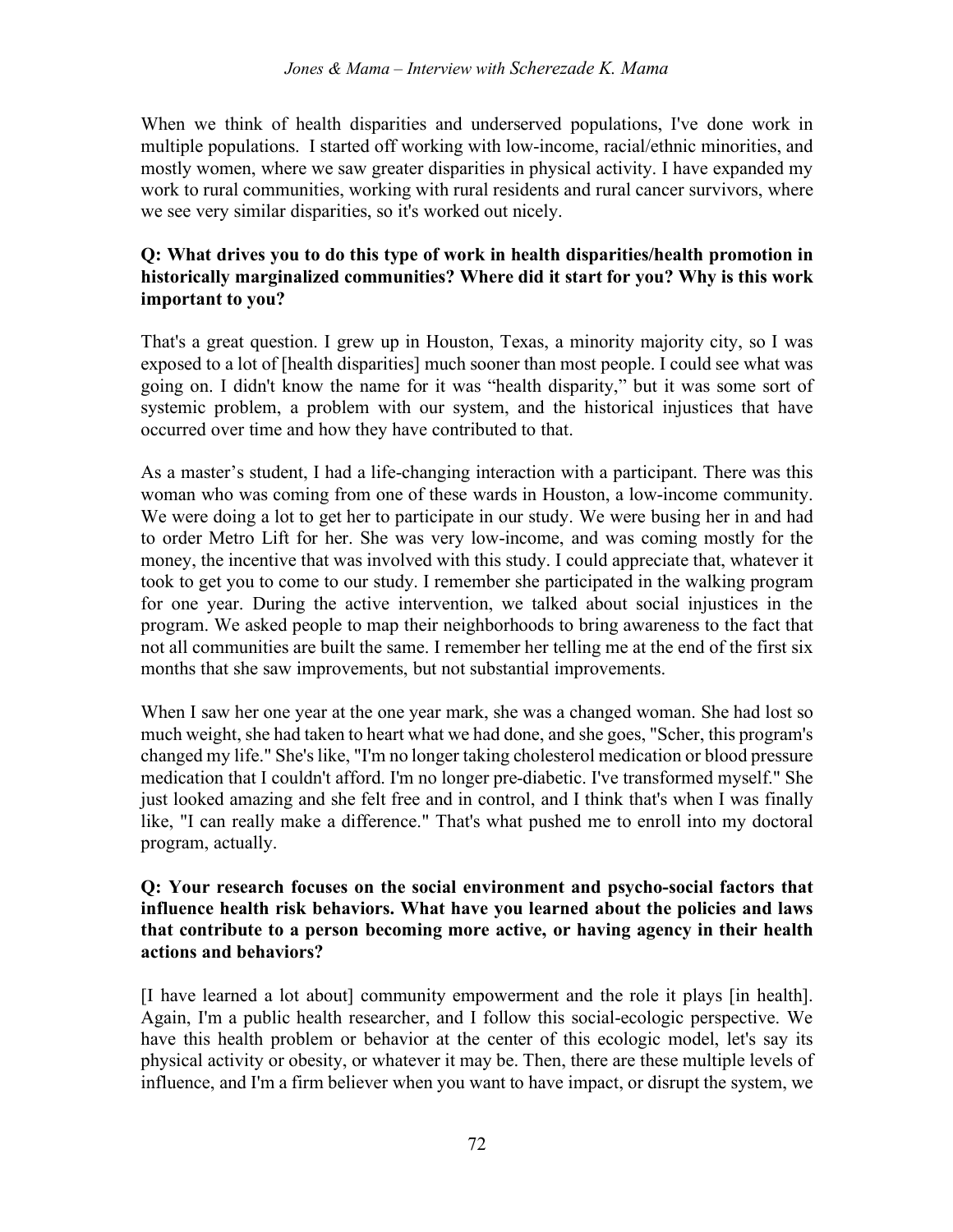When we think of health disparities and underserved populations, I've done work in multiple populations. I started off working with low-income, racial/ethnic minorities, and mostly women, where we saw greater disparities in physical activity. I have expanded my work to rural communities, working with rural residents and rural cancer survivors, where we see very similar disparities, so it's worked out nicely.

**Q: What drives you to do this type of work in health disparities/health promotion in historically marginalized communities? Where did it start for you? Why is this work important to you?**

That's a great question. I grew up in Houston, Texas, a minority majority city, so I was exposed to a lot of [health disparities] much sooner than most people. I could see what was going on. I didn't know the name for it was "health disparity," but it was some sort of systemic problem, a problem with our system, and the historical injustices that have occurred over time and how they have contributed to that.

As a master's student, I had a life-changing interaction with a participant. There was this woman who was coming from one of these wards in Houston, a low-income community. We were doing a lot to get her to participate in our study. We were busing her in and had to order Metro Lift for her. She was very low-income, and was coming mostly for the money, the incentive that was involved with this study. I could appreciate that, whatever it took to get you to come to our study. I remember she participated in the walking program for one year. During the active intervention, we talked about social injustices in the program. We asked people to map their neighborhoods to bring awareness to the fact that not all communities are built the same. I remember her telling me at the end of the first six months that she saw improvements, but not substantial improvements.

When I saw her one year at the one year mark, she was a changed woman. She had lost so much weight, she had taken to heart what we had done, and she goes, "Scher, this program's changed my life." She's like, "I'm no longer taking cholesterol medication or blood pressure medication that I couldn't afford. I'm no longer pre-diabetic. I've transformed myself." She just looked amazing and she felt free and in control, and I think that's when I was finally like, "I can really make a difference." That's what pushed me to enroll into my doctoral program, actually.

**Q: Your research focuses on the social environment and psycho-social factors that influence health risk behaviors. What have you learned about the policies and laws that contribute to a person becoming more active, or having agency in their health actions and behaviors?**

[I have learned a lot about] community empowerment and the role it plays [in health]. Again, I'm a public health researcher, and I follow this social-ecologic perspective. We have this health problem or behavior at the center of this ecologic model, let's say its physical activity or obesity, or whatever it may be. Then, there are these multiple levels of influence, and I'm a firm believer when you want to have impact, or disrupt the system, we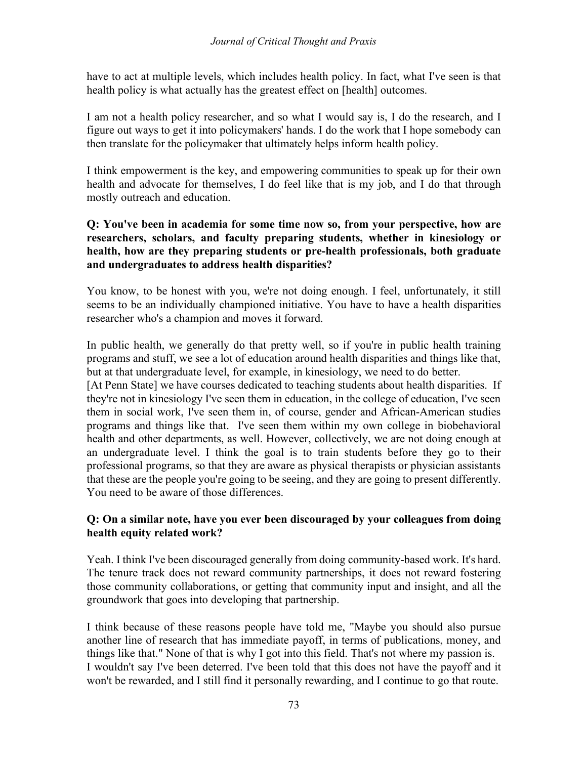have to act at multiple levels, which includes health policy. In fact, what I've seen is that health policy is what actually has the greatest effect on [health] outcomes.

I am not a health policy researcher, and so what I would say is, I do the research, and I figure out ways to get it into policymakers' hands. I do the work that I hope somebody can then translate for the policymaker that ultimately helps inform health policy.

I think empowerment is the key, and empowering communities to speak up for their own health and advocate for themselves, I do feel like that is my job, and I do that through mostly outreach and education.

**Q: You've been in academia for some time now so, from your perspective, how are researchers, scholars, and faculty preparing students, whether in kinesiology or health, how are they preparing students or pre-health professionals, both graduate and undergraduates to address health disparities?**

You know, to be honest with you, we're not doing enough. I feel, unfortunately, it still seems to be an individually championed initiative. You have to have a health disparities researcher who's a champion and moves it forward.

In public health, we generally do that pretty well, so if you're in public health training programs and stuff, we see a lot of education around health disparities and things like that, but at that undergraduate level, for example, in kinesiology, we need to do better.
[At Penn State] we have courses dedicated to teaching students about health disparities. If they're not in kinesiology I've seen them in education, in the college of education, I've seen them in social work, I've seen them in, of course, gender and African-American studies programs and things like that. I've seen them within my own college in biobehavioral health and other departments, as well. However, collectively, we are not doing enough at an undergraduate level. I think the goal is to train students before they go to their professional programs, so that they are aware as physical therapists or physician assistants that these are the people you're going to be seeing, and they are going to present differently. You need to be aware of those differences.

**Q: On a similar note, have you ever been discouraged by your colleagues from doing health equity related work?**

Yeah. I think I've been discouraged generally from doing community-based work. It's hard. The tenure track does not reward community partnerships, it does not reward fostering those community collaborations, or getting that community input and insight, and all the groundwork that goes into developing that partnership.

I think because of these reasons people have told me, "Maybe you should also pursue another line of research that has immediate payoff, in terms of publications, money, and things like that." None of that is why I got into this field. That's not where my passion is.
I wouldn't say I've been deterred. I've been told that this does not have the payoff and it won't be rewarded, and I still find it personally rewarding, and I continue to go that route.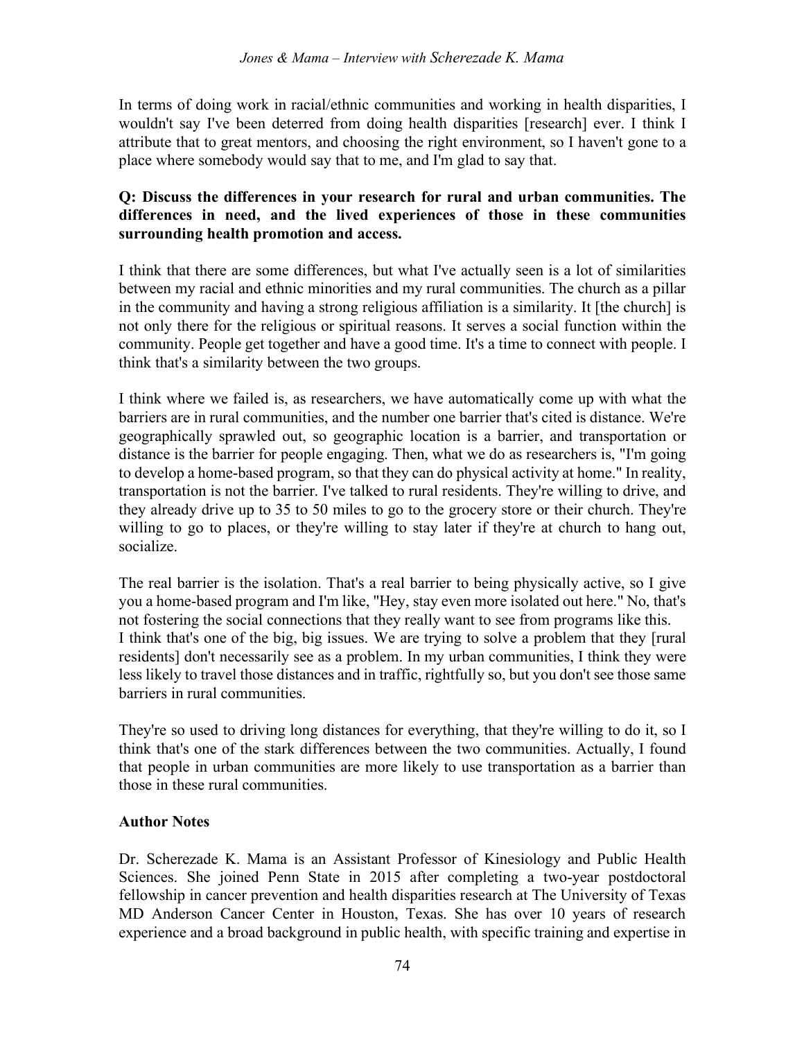In terms of doing work in racial/ethnic communities and working in health disparities, I wouldn't say I've been deterred from doing health disparities [research] ever. I think I attribute that to great mentors, and choosing the right environment, so I haven't gone to a place where somebody would say that to me, and I'm glad to say that.

**Q: Discuss the differences in your research for rural and urban communities. The differences in need, and the lived experiences of those in these communities surrounding health promotion and access.**

I think that there are some differences, but what I've actually seen is a lot of similarities between my racial and ethnic minorities and my rural communities. The church as a pillar in the community and having a strong religious affiliation is a similarity. It [the church] is not only there for the religious or spiritual reasons. It serves a social function within the community. People get together and have a good time. It's a time to connect with people. I think that's a similarity between the two groups.

I think where we failed is, as researchers, we have automatically come up with what the barriers are in rural communities, and the number one barrier that's cited is distance. We're geographically sprawled out, so geographic location is a barrier, and transportation or distance is the barrier for people engaging. Then, what we do as researchers is, "I'm going to develop a home-based program, so that they can do physical activity at home." In reality, transportation is not the barrier. I've talked to rural residents. They're willing to drive, and they already drive up to 35 to 50 miles to go to the grocery store or their church. They're willing to go to places, or they're willing to stay later if they're at church to hang out, socialize.

The real barrier is the isolation. That's a real barrier to being physically active, so I give you a home-based program and I'm like, "Hey, stay even more isolated out here." No, that's not fostering the social connections that they really want to see from programs like this.
I think that's one of the big, big issues. We are trying to solve a problem that they [rural residents] don't necessarily see as a problem. In my urban communities, I think they were less likely to travel those distances and in traffic, rightfully so, but you don't see those same barriers in rural communities.

They're so used to driving long distances for everything, that they're willing to do it, so I think that's one of the stark differences between the two communities. Actually, I found that people in urban communities are more likely to use transportation as a barrier than those in these rural communities.

## Author Notes

Dr. Scherezade K. Mama is an Assistant Professor of Kinesiology and Public Health Sciences. She joined Penn State in 2015 after completing a two-year postdoctoral fellowship in cancer prevention and health disparities research at The University of Texas MD Anderson Cancer Center in Houston, Texas. She has over 10 years of research experience and a broad background in public health, with specific training and expertise in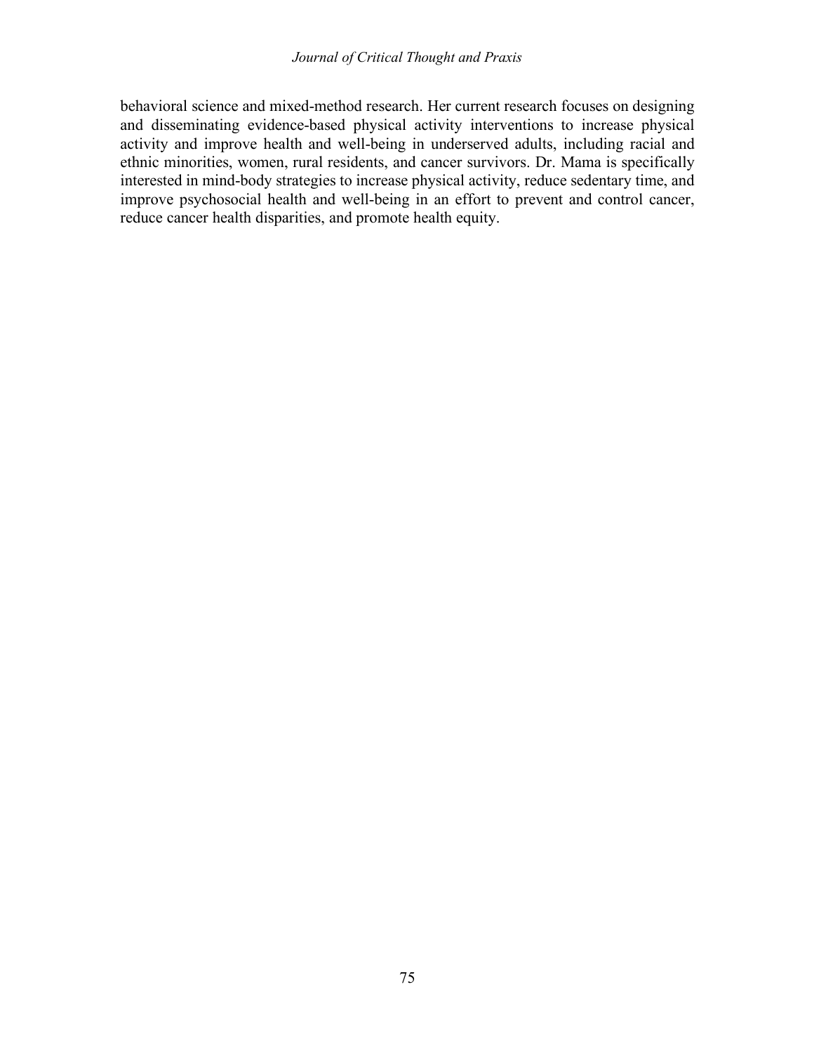behavioral science and mixed-method research. Her current research focuses on designing and disseminating evidence-based physical activity interventions to increase physical activity and improve health and well-being in underserved adults, including racial and ethnic minorities, women, rural residents, and cancer survivors. Dr. Mama is specifically interested in mind-body strategies to increase physical activity, reduce sedentary time, and improve psychosocial health and well-being in an effort to prevent and control cancer, reduce cancer health disparities, and promote health equity.